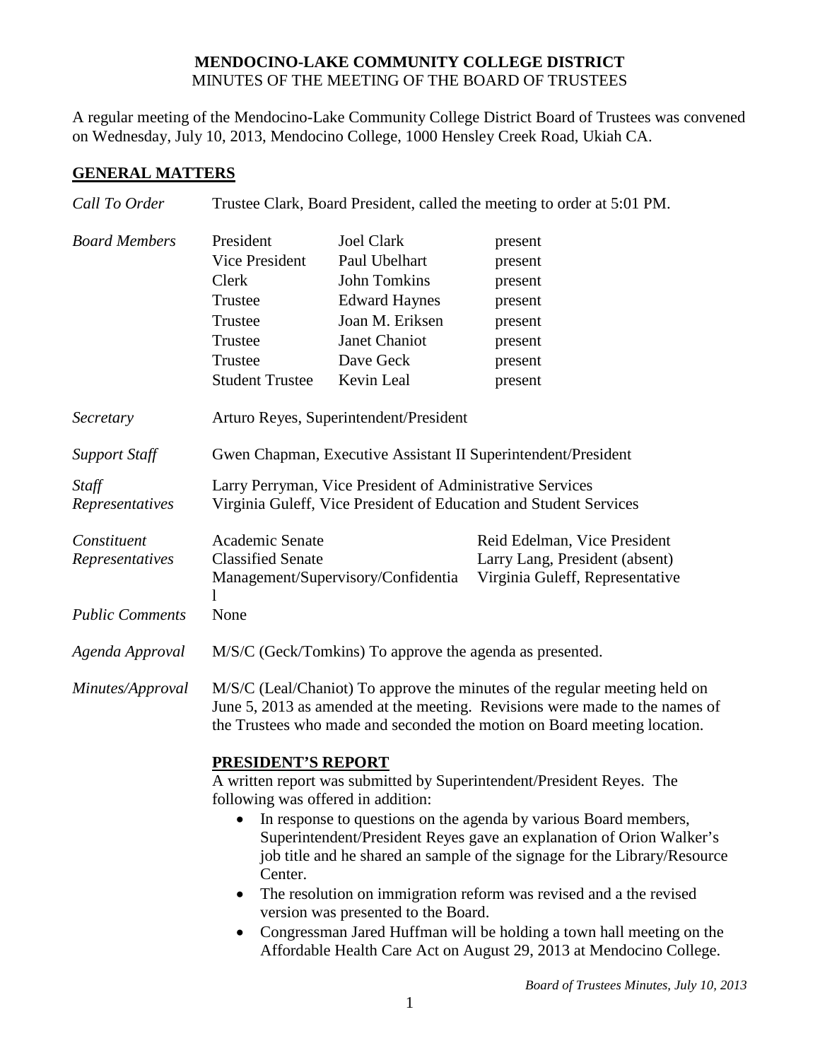# MENDOCINO-LAKE COMMUNITY COLLEGE DISTRICT

MINUTES OF THE MEETING OF THE BOARD OF TRUSTEES

A regular meeting of the Mendocino-Lake Community College District Board of Trustees was convened on Wednesday, July 10, 2013, Mendocino College, 1000 Hensley Creek Road, Ukiah CA.

## GENERAL MATTERS

*Call To Order* — Trustee Clark, Board President, called the meeting to order at 5:01 PM.

*Board Members*

| | | |
|---|---|---|
| President | Joel Clark | present |
| Vice President | Paul Ubelhart | present |
| Clerk | John Tomkins | present |
| Trustee | Edward Haynes | present |
| Trustee | Joan M. Eriksen | present |
| Trustee | Janet Chaniot | present |
| Trustee | Dave Geck | present |
| Student Trustee | Kevin Leal | present |

*Secretary* — Arturo Reyes, Superintendent/President

*Support Staff* — Gwen Chapman, Executive Assistant II Superintendent/President

*Staff Representatives* — Larry Perryman, Vice President of Administrative Services; Virginia Guleff, Vice President of Education and Student Services

*Constituent Representatives*

| | |
|---|---|
| Academic Senate | Reid Edelman, Vice President |
| Classified Senate | Larry Lang, President (absent) |
| Management/Supervisory/Confidential | Virginia Guleff, Representative |

*Public Comments* — None

*Agenda Approval* — M/S/C (Geck/Tomkins) To approve the agenda as presented.

*Minutes/Approval* — M/S/C (Leal/Chaniot) To approve the minutes of the regular meeting held on June 5, 2013 as amended at the meeting. Revisions were made to the names of the Trustees who made and seconded the motion on Board meeting location.

## PRESIDENT'S REPORT

A written report was submitted by Superintendent/President Reyes. The following was offered in addition:

- In response to questions on the agenda by various Board members, Superintendent/President Reyes gave an explanation of Orion Walker's job title and he shared an sample of the signage for the Library/Resource Center.
- The resolution on immigration reform was revised and a the revised version was presented to the Board.
- Congressman Jared Huffman will be holding a town hall meeting on the Affordable Health Care Act on August 29, 2013 at Mendocino College.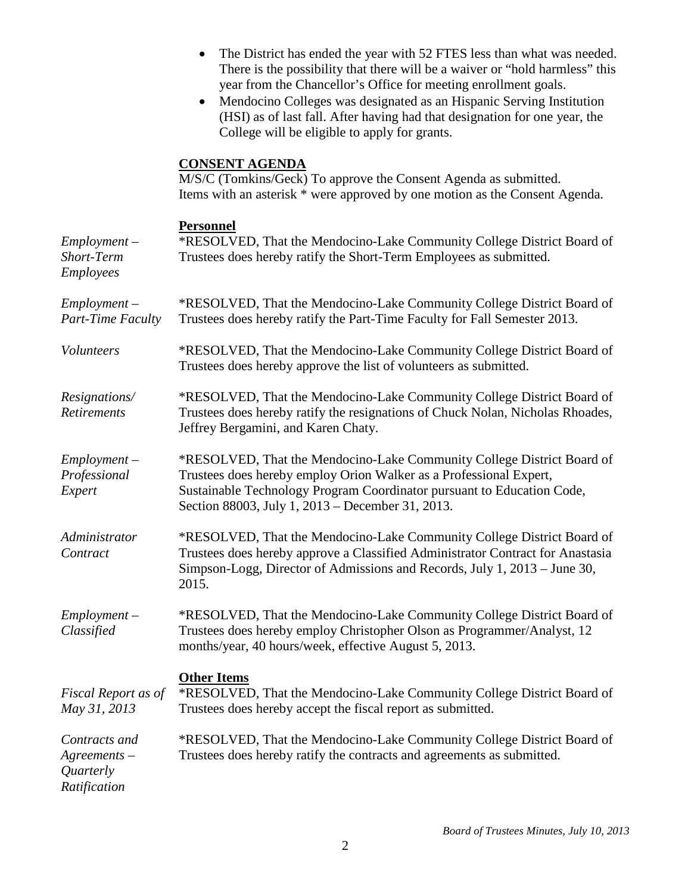- The District has ended the year with 52 FTES less than what was needed. There is the possibility that there will be a waiver or "hold harmless" this year from the Chancellor's Office for meeting enrollment goals.
- Mendocino Colleges was designated as an Hispanic Serving Institution (HSI) as of last fall. After having had that designation for one year, the College will be eligible to apply for grants.

**CONSENT AGENDA**

M/S/C (Tomkins/Geck) To approve the Consent Agenda as submitted. Items with an asterisk * were approved by one motion as the Consent Agenda.

**Personnel**

*Employment – Short-Term Employees*

*RESOLVED, That the Mendocino-Lake Community College District Board of Trustees does hereby ratify the Short-Term Employees as submitted.

*Employment – Part-Time Faculty*

*RESOLVED, That the Mendocino-Lake Community College District Board of Trustees does hereby ratify the Part-Time Faculty for Fall Semester 2013.

*Volunteers*

*RESOLVED, That the Mendocino-Lake Community College District Board of Trustees does hereby approve the list of volunteers as submitted.

*Resignations/ Retirements*

*RESOLVED, That the Mendocino-Lake Community College District Board of Trustees does hereby ratify the resignations of Chuck Nolan, Nicholas Rhoades, Jeffrey Bergamini, and Karen Chaty.

*Employment – Professional Expert*

*RESOLVED, That the Mendocino-Lake Community College District Board of Trustees does hereby employ Orion Walker as a Professional Expert, Sustainable Technology Program Coordinator pursuant to Education Code, Section 88003, July 1, 2013 – December 31, 2013.

*Administrator Contract*

*RESOLVED, That the Mendocino-Lake Community College District Board of Trustees does hereby approve a Classified Administrator Contract for Anastasia Simpson-Logg, Director of Admissions and Records, July 1, 2013 – June 30, 2015.

*Employment – Classified*

*RESOLVED, That the Mendocino-Lake Community College District Board of Trustees does hereby employ Christopher Olson as Programmer/Analyst, 12 months/year, 40 hours/week, effective August 5, 2013.

**Other Items**

*Fiscal Report as of May 31, 2013*

*RESOLVED, That the Mendocino-Lake Community College District Board of Trustees does hereby accept the fiscal report as submitted.

*Contracts and Agreements – Quarterly Ratification*

*RESOLVED, That the Mendocino-Lake Community College District Board of Trustees does hereby ratify the contracts and agreements as submitted.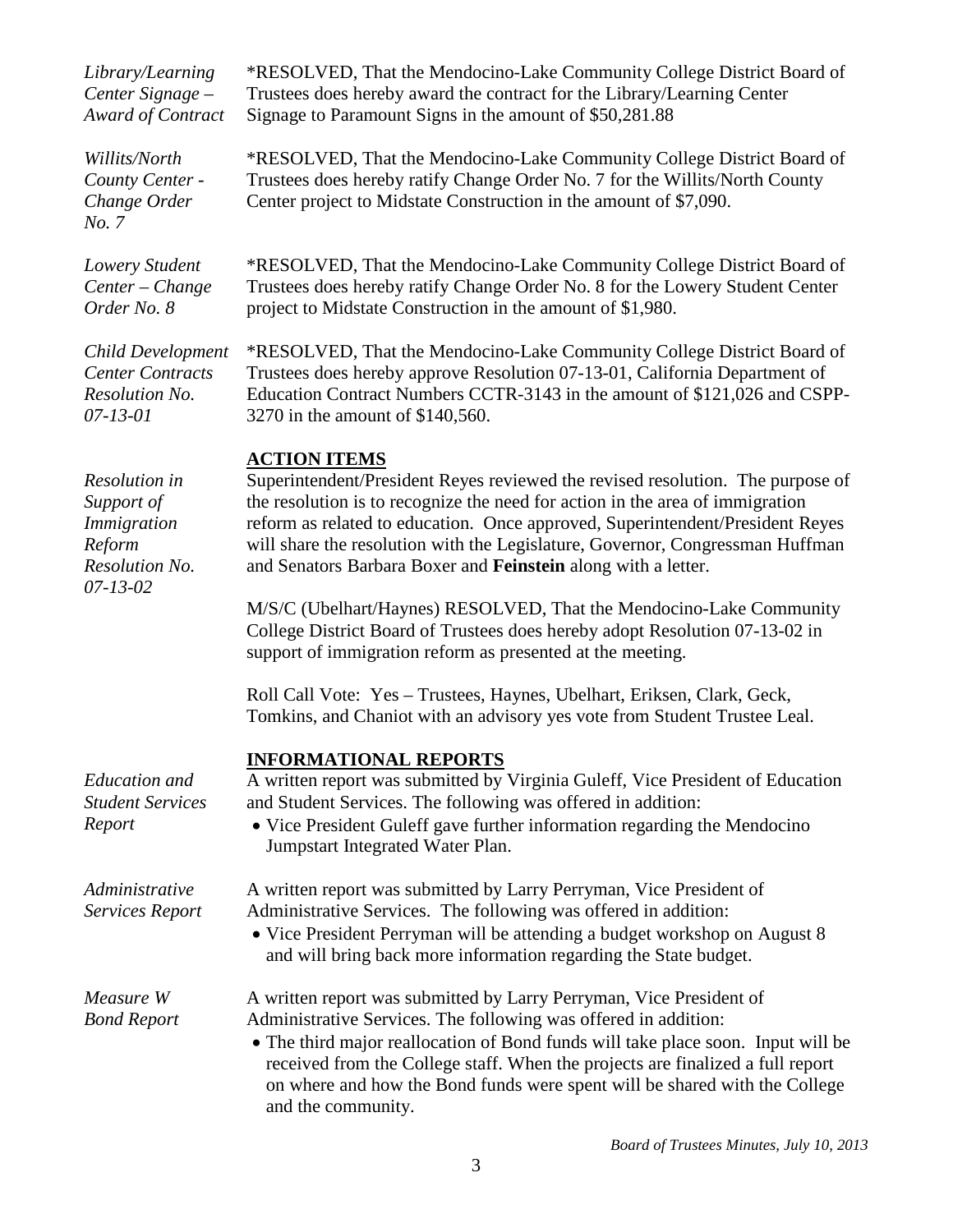*Library/Learning Center Signage – Award of Contract*

*RESOLVED, That the Mendocino-Lake Community College District Board of Trustees does hereby award the contract for the Library/Learning Center Signage to Paramount Signs in the amount of $50,281.88

*Willits/North County Center - Change Order No. 7*

*RESOLVED, That the Mendocino-Lake Community College District Board of Trustees does hereby ratify Change Order No. 7 for the Willits/North County Center project to Midstate Construction in the amount of $7,090.

*Lowery Student Center – Change Order No. 8*

*RESOLVED, That the Mendocino-Lake Community College District Board of Trustees does hereby ratify Change Order No. 8 for the Lowery Student Center project to Midstate Construction in the amount of $1,980.

*Child Development Center Contracts Resolution No. 07-13-01*

*RESOLVED, That the Mendocino-Lake Community College District Board of Trustees does hereby approve Resolution 07-13-01, California Department of Education Contract Numbers CCTR-3143 in the amount of $121,026 and CSPP-3270 in the amount of $140,560.

## ACTION ITEMS

*Resolution in Support of Immigration Reform Resolution No. 07-13-02*

Superintendent/President Reyes reviewed the revised resolution. The purpose of the resolution is to recognize the need for action in the area of immigration reform as related to education. Once approved, Superintendent/President Reyes will share the resolution with the Legislature, Governor, Congressman Huffman and Senators Barbara Boxer and **Feinstein** along with a letter.

M/S/C (Ubelhart/Haynes) RESOLVED, That the Mendocino-Lake Community College District Board of Trustees does hereby adopt Resolution 07-13-02 in support of immigration reform as presented at the meeting.

Roll Call Vote: Yes – Trustees, Haynes, Ubelhart, Eriksen, Clark, Geck, Tomkins, and Chaniot with an advisory yes vote from Student Trustee Leal.

## INFORMATIONAL REPORTS

*Education and Student Services Report*

A written report was submitted by Virginia Guleff, Vice President of Education and Student Services. The following was offered in addition:

- Vice President Guleff gave further information regarding the Mendocino Jumpstart Integrated Water Plan.

*Administrative Services Report*

A written report was submitted by Larry Perryman, Vice President of Administrative Services. The following was offered in addition:

- Vice President Perryman will be attending a budget workshop on August 8 and will bring back more information regarding the State budget.

*Measure W Bond Report*

A written report was submitted by Larry Perryman, Vice President of Administrative Services. The following was offered in addition:

- The third major reallocation of Bond funds will take place soon. Input will be received from the College staff. When the projects are finalized a full report on where and how the Bond funds were spent will be shared with the College and the community.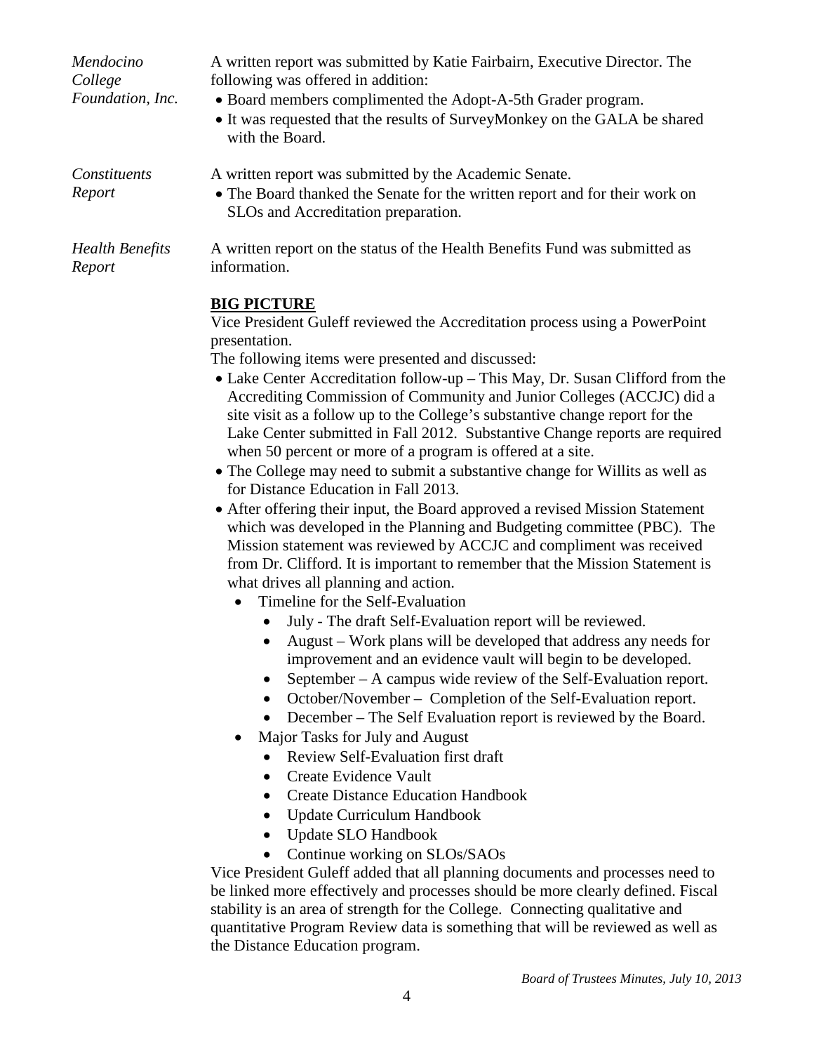*Mendocino College Foundation, Inc.*

A written report was submitted by Katie Fairbairn, Executive Director. The following was offered in addition:

- Board members complimented the Adopt-A-5th Grader program.
- It was requested that the results of SurveyMonkey on the GALA be shared with the Board.

*Constituents Report*

A written report was submitted by the Academic Senate.

- The Board thanked the Senate for the written report and for their work on SLOs and Accreditation preparation.

*Health Benefits Report*

A written report on the status of the Health Benefits Fund was submitted as information.

**BIG PICTURE**

Vice President Guleff reviewed the Accreditation process using a PowerPoint presentation.

The following items were presented and discussed:

- Lake Center Accreditation follow-up – This May, Dr. Susan Clifford from the Accrediting Commission of Community and Junior Colleges (ACCJC) did a site visit as a follow up to the College's substantive change report for the Lake Center submitted in Fall 2012. Substantive Change reports are required when 50 percent or more of a program is offered at a site.
- The College may need to submit a substantive change for Willits as well as for Distance Education in Fall 2013.
- After offering their input, the Board approved a revised Mission Statement which was developed in the Planning and Budgeting committee (PBC). The Mission statement was reviewed by ACCJC and compliment was received from Dr. Clifford. It is important to remember that the Mission Statement is what drives all planning and action.
  - Timeline for the Self-Evaluation
    - July - The draft Self-Evaluation report will be reviewed.
    - August – Work plans will be developed that address any needs for improvement and an evidence vault will begin to be developed.
    - September – A campus wide review of the Self-Evaluation report.
    - October/November – Completion of the Self-Evaluation report.
    - December – The Self Evaluation report is reviewed by the Board.
  - Major Tasks for July and August
    - Review Self-Evaluation first draft
    - Create Evidence Vault
    - Create Distance Education Handbook
    - Update Curriculum Handbook
    - Update SLO Handbook
    - Continue working on SLOs/SAOs

Vice President Guleff added that all planning documents and processes need to be linked more effectively and processes should be more clearly defined. Fiscal stability is an area of strength for the College. Connecting qualitative and quantitative Program Review data is something that will be reviewed as well as the Distance Education program.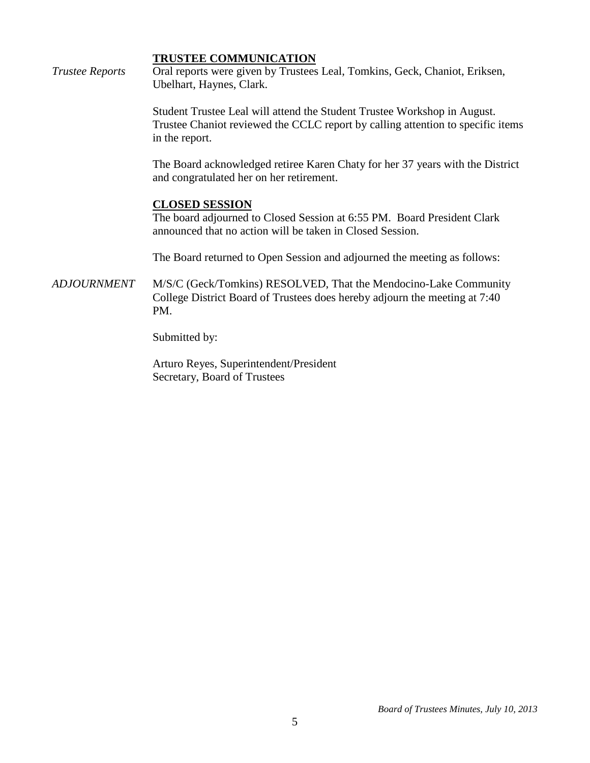## TRUSTEE COMMUNICATION

*Trustee Reports* Oral reports were given by Trustees Leal, Tomkins, Geck, Chaniot, Eriksen, Ubelhart, Haynes, Clark.

Student Trustee Leal will attend the Student Trustee Workshop in August. Trustee Chaniot reviewed the CCLC report by calling attention to specific items in the report.

The Board acknowledged retiree Karen Chaty for her 37 years with the District and congratulated her on her retirement.

## CLOSED SESSION

The board adjourned to Closed Session at 6:55 PM. Board President Clark announced that no action will be taken in Closed Session.

The Board returned to Open Session and adjourned the meeting as follows:

*ADJOURNMENT* M/S/C (Geck/Tomkins) RESOLVED, That the Mendocino-Lake Community College District Board of Trustees does hereby adjourn the meeting at 7:40 PM.

Submitted by:

Arturo Reyes, Superintendent/President
Secretary, Board of Trustees